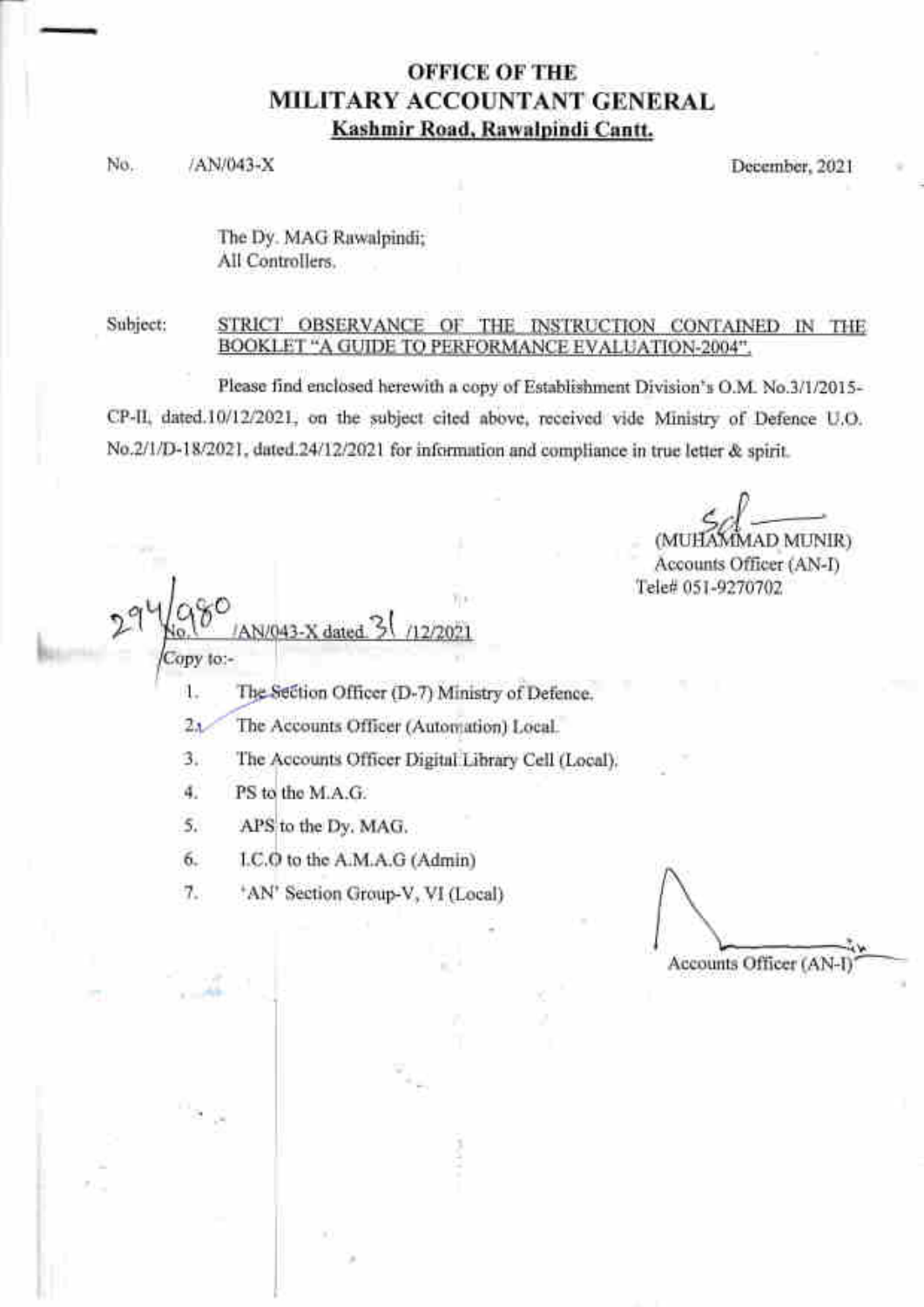# OFFICE OF THE
# MILITARY ACCOUNTANT GENERAL
**Kashmir Road, Rawalpindi Cantt.**

No. /AN/043-X December, 2021

The Dy. MAG Rawalpindi;
All Controllers.

Subject: **STRICT OBSERVANCE OF THE INSTRUCTION CONTAINED IN THE BOOKLET "A GUIDE TO PERFORMANCE EVALUATION-2004".**

Please find enclosed herewith a copy of Establishment Division's O.M. No.3/1/2015-CP-II, dated.10/12/2021, on the subject cited above, received vide Ministry of Defence U.O. No.2/1/D-18/2021, dated.24/12/2021 for information and compliance in true letter & spirit.

Sd

(MUHAMMAD MUNIR)
Accounts Officer (AN-I)
Tele# 051-9270702

294/980 No. /AN/043-X dated 31 /12/2021

Copy to:-

1. The Section Officer (D-7) Ministry of Defence.
2. The Accounts Officer (Automation) Local.
3. The Accounts Officer Digital Library Cell (Local).
4. PS to the M.A.G.
5. APS to the Dy. MAG.
6. I.C.O to the A.M.A.G (Admin)
7. 'AN' Section Group-V, VI (Local)

Accounts Officer (AN-I)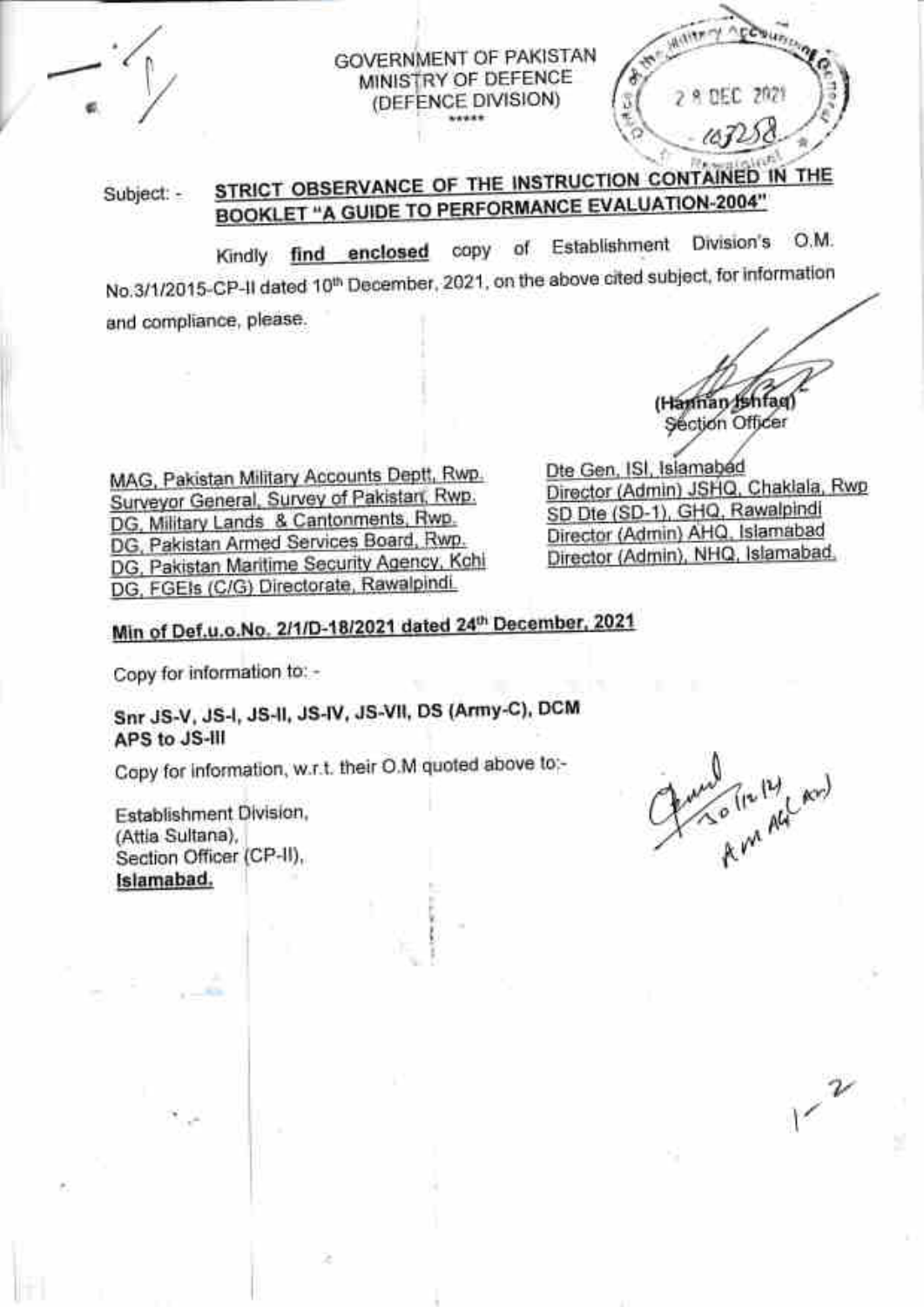GOVERNMENT OF PAKISTAN
MINISTRY OF DEFENCE
(DEFENCE DIVISION)

\*\*\*\*\*

Subject: - **STRICT OBSERVANCE OF THE INSTRUCTION CONTAINED IN THE BOOKLET "A GUIDE TO PERFORMANCE EVALUATION-2004"**

Kindly **find enclosed** copy of Establishment Division's O.M. No.3/1/2015-CP-II dated 10th December, 2021, on the above cited subject, for information and compliance, please.

(Hannan Ishfaq)
Section Officer

MAG, Pakistan Military Accounts Deptt, Rwp.
Surveyor General, Survey of Pakistan, Rwp.
DG, Military Lands & Cantonments, Rwp.
DG, Pakistan Armed Services Board, Rwp.
DG, Pakistan Maritime Security Agency, Kchi
DG, FGEIs (C/G) Directorate, Rawalpindi.
Dte Gen, ISI, Islamabad
Director (Admin) JSHQ, Chaklala, Rwp
SD Dte (SD-1), GHQ, Rawalpindi
Director (Admin) AHQ, Islamabad
Director (Admin), NHQ, Islamabad.

**Min of Def.u.o.No. 2/1/D-18/2021 dated 24th December, 2021**

Copy for information to: -

**Snr JS-V, JS-I, JS-II, JS-IV, JS-VII, DS (Army-C), DCM**
**APS to JS-III**

Copy for information, w.r.t. their O.M quoted above to:-

Establishment Division,
(Attia Sultana),
Section Officer (CP-II),
**Islamabad.**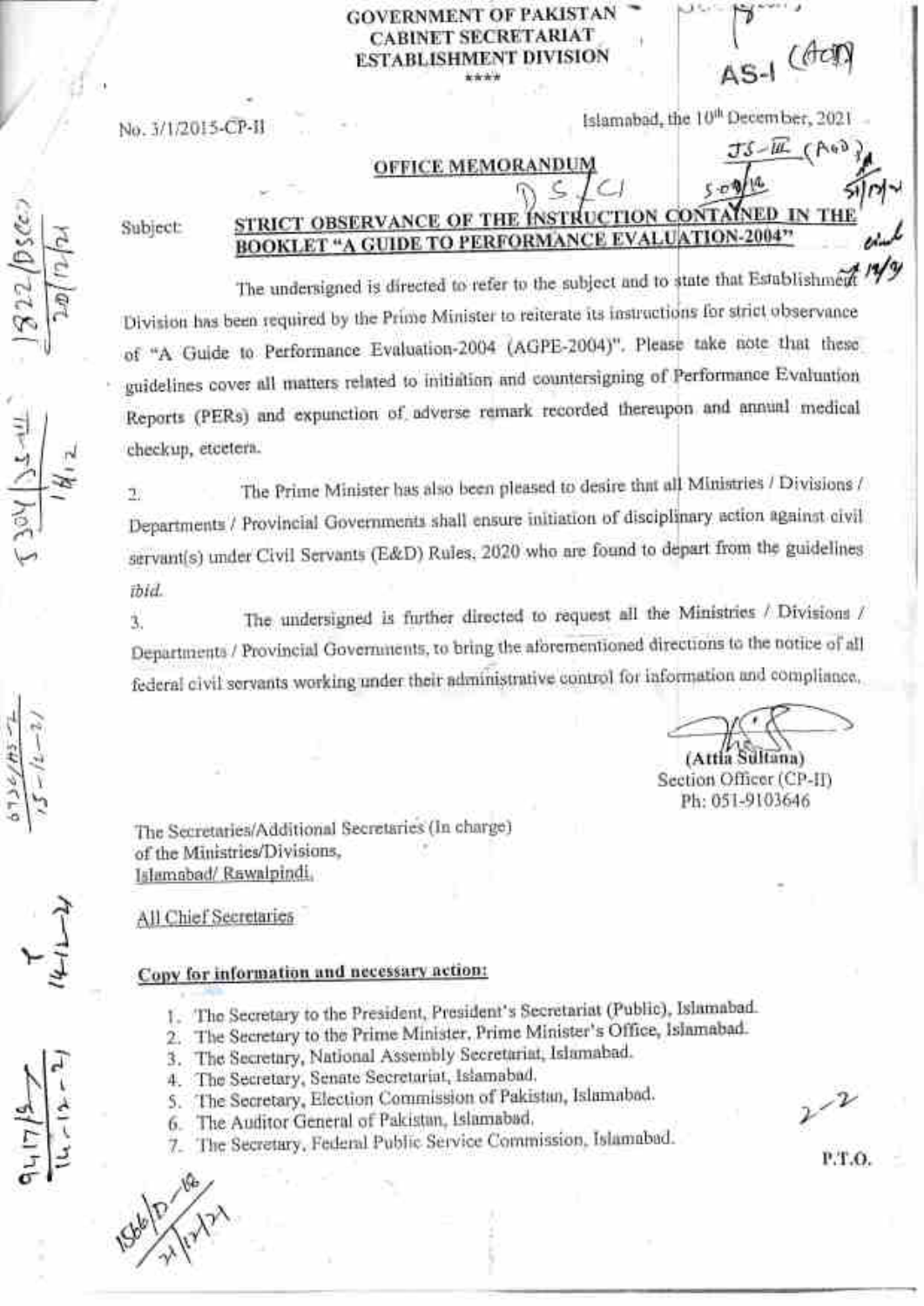**GOVERNMENT OF PAKISTAN**
**CABINET SECRETARIAT**
**ESTABLISHMENT DIVISION**

\*\*\*\*

No. 3/1/2015-CP-II

Islamabad, the 10th December, 2021

**OFFICE MEMORANDUM**

Subject: **STRICT OBSERVANCE OF THE INSTRUCTION CONTAINED IN THE BOOKLET "A GUIDE TO PERFORMANCE EVALUATION-2004"**

The undersigned is directed to refer to the subject and to state that Establishment Division has been required by the Prime Minister to reiterate its instructions for strict observance of "A Guide to Performance Evaluation-2004 (AGPE-2004)". Please take note that these guidelines cover all matters related to initiation and countersigning of Performance Evaluation Reports (PERs) and expunction of adverse remark recorded thereupon and annual medical checkup, etcetera.

2. The Prime Minister has also been pleased to desire that all Ministries / Divisions / Departments / Provincial Governments shall ensure initiation of disciplinary action against civil servant(s) under Civil Servants (E&D) Rules, 2020 who are found to depart from the guidelines *ibid.*

3. The undersigned is further directed to request all the Ministries / Divisions / Departments / Provincial Governments, to bring the aforementioned directions to the notice of all federal civil servants working under their administrative control for information and compliance.

(Attia Sultana)
Section Officer (CP-II)
Ph: 051-9103646

The Secretaries/Additional Secretaries (In charge)
of the Ministries/Divisions,
Islamabad/ Rawalpindi.

All Chief Secretaries

**Copy for information and necessary action:**

1. The Secretary to the President, President's Secretariat (Public), Islamabad.
2. The Secretary to the Prime Minister, Prime Minister's Office, Islamabad.
3. The Secretary, National Assembly Secretariat, Islamabad.
4. The Secretary, Senate Secretariat, Islamabad.
5. The Secretary, Election Commission of Pakistan, Islamabad.
6. The Auditor General of Pakistan, Islamabad.
7. The Secretary, Federal Public Service Commission, Islamabad.

P.T.O.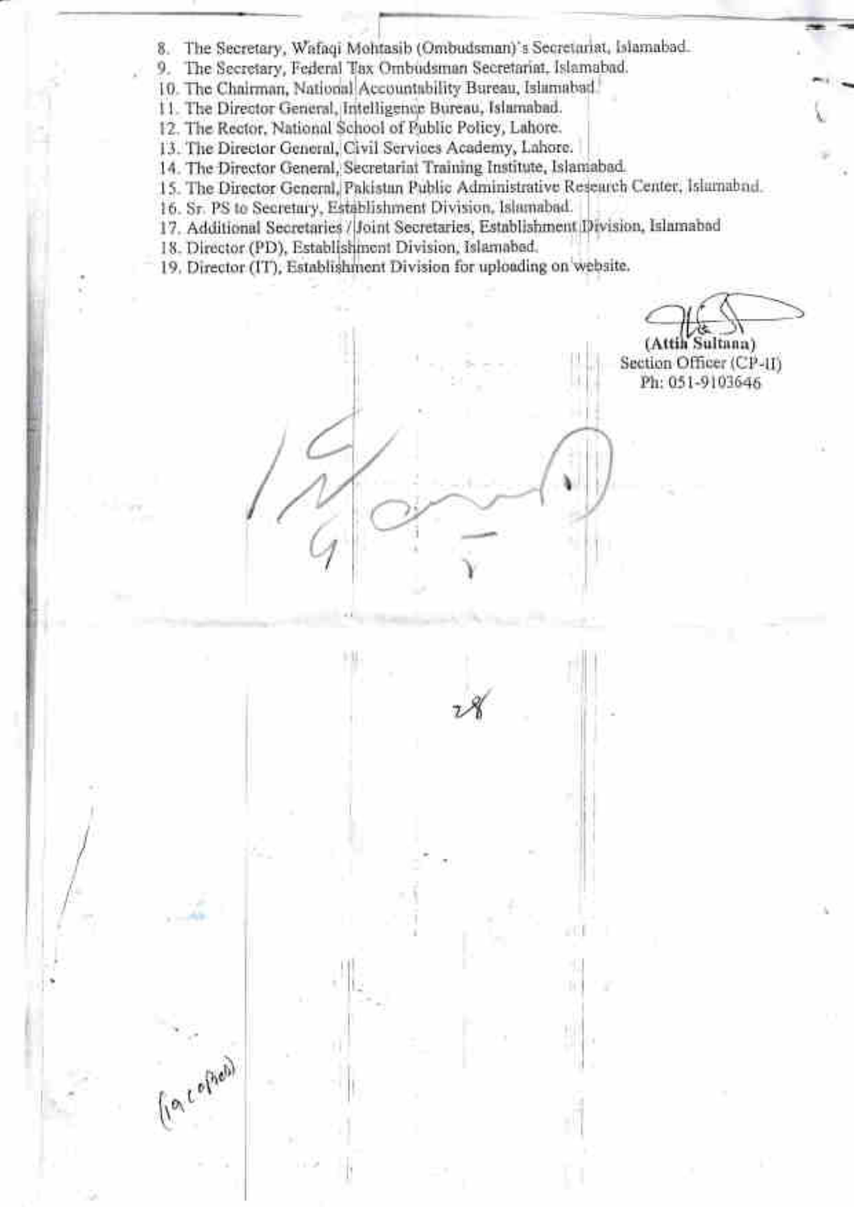8. The Secretary, Wafaqi Mohtasib (Ombudsman)'s Secretariat, Islamabad.
9. The Secretary, Federal Tax Ombudsman Secretariat, Islamabad.
10. The Chairman, National Accountability Bureau, Islamabad.
11. The Director General, Intelligence Bureau, Islamabad.
12. The Rector, National School of Public Policy, Lahore.
13. The Director General, Civil Services Academy, Lahore.
14. The Director General, Secretariat Training Institute, Islamabad.
15. The Director General, Pakistan Public Administrative Research Center, Islamabad.
16. Sr. PS to Secretary, Establishment Division, Islamabad.
17. Additional Secretaries / Joint Secretaries, Establishment Division, Islamabad
18. Director (PD), Establishment Division, Islamabad.
19. Director (IT), Establishment Division for uploading on website.

**(Attia Sultana)**
Section Officer (CP-II)
Ph: 051-9103646

28

(19 copies)